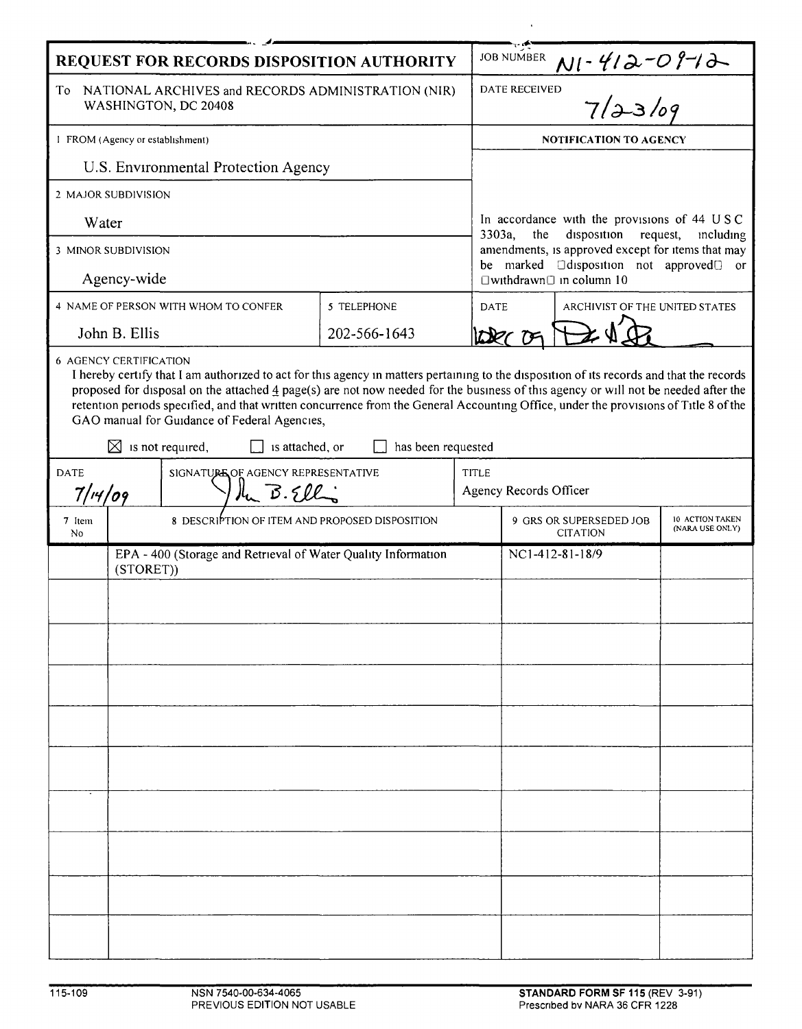# REQUEST FOR RECORDS DISPOSITION AUTHORITY

| | |
|---|---|
| To NATIONAL ARCHIVES and RECORDS ADMINISTRATION (NIR) WASHINGTON, DC 20408 | JOB NUMBER N1-412-09-12 |
| | DATE RECEIVED 7/23/09 |
| 1 FROM (Agency or establishment) U.S. Environmental Protection Agency | NOTIFICATION TO AGENCY |
| 2 MAJOR SUBDIVISION Water | In accordance with the provisions of 44 USC 3303a, the disposition request, including amendments, is approved except for items that may be marked "disposition not approved" or "withdrawn" in column 10 |
| 3 MINOR SUBDIVISION Agency-wide | |

| 4 NAME OF PERSON WITH WHOM TO CONFER | 5 TELEPHONE | DATE | ARCHIVIST OF THE UNITED STATES |
|---|---|---|---|
| John B. Ellis | 202-566-1643 | 12-2-09 | [signature] |

**6 AGENCY CERTIFICATION**

I hereby certify that I am authorized to act for this agency in matters pertaining to the disposition of its records and that the records proposed for disposal on the attached 4 page(s) are not now needed for the business of this agency or will not be needed after the retention periods specified, and that written concurrence from the General Accounting Office, under the provisions of Title 8 of the GAO manual for Guidance of Federal Agencies,

☒ is not required, ☐ is attached, or ☐ has been requested

| DATE | SIGNATURE OF AGENCY REPRESENTATIVE | TITLE |
|---|---|---|
| 7/14/09 | John B. Ellis | Agency Records Officer |

| 7 Item No | 8 DESCRIPTION OF ITEM AND PROPOSED DISPOSITION | 9 GRS OR SUPERSEDED JOB CITATION | 10 ACTION TAKEN (NARA USE ONLY) |
|---|---|---|---|
| | EPA - 400 (Storage and Retrieval of Water Quality Information (STORET)) | NC1-412-81-18/9 | |

115-109 NSN 7540-00-634-4065 PREVIOUS EDITION NOT USABLE

**STANDARD FORM SF 115** (REV 3-91) Prescribed by NARA 36 CFR 1228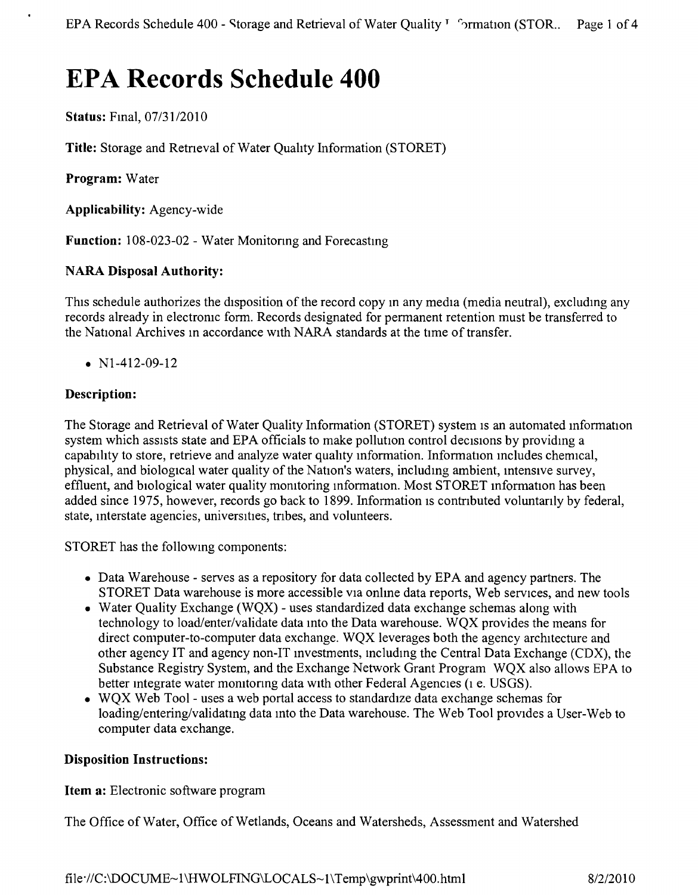# EPA Records Schedule 400

**Status:** Final, 07/31/2010

**Title:** Storage and Retrieval of Water Quality Information (STORET)

**Program:** Water

**Applicability:** Agency-wide

**Function:** 108-023-02 - Water Monitoring and Forecasting

### NARA Disposal Authority:

This schedule authorizes the disposition of the record copy in any media (media neutral), excluding any records already in electronic form. Records designated for permanent retention must be transferred to the National Archives in accordance with NARA standards at the time of transfer.

- N1-412-09-12

### Description:

The Storage and Retrieval of Water Quality Information (STORET) system is an automated information system which assists state and EPA officials to make pollution control decisions by providing a capability to store, retrieve and analyze water quality information. Information includes chemical, physical, and biological water quality of the Nation's waters, including ambient, intensive survey, effluent, and biological water quality monitoring information. Most STORET information has been added since 1975, however, records go back to 1899. Information is contributed voluntarily by federal, state, interstate agencies, universities, tribes, and volunteers.

STORET has the following components:

- Data Warehouse - serves as a repository for data collected by EPA and agency partners. The STORET Data warehouse is more accessible via online data reports, Web services, and new tools
- Water Quality Exchange (WQX) - uses standardized data exchange schemas along with technology to load/enter/validate data into the Data warehouse. WQX provides the means for direct computer-to-computer data exchange. WQX leverages both the agency architecture and other agency IT and agency non-IT investments, including the Central Data Exchange (CDX), the Substance Registry System, and the Exchange Network Grant Program WQX also allows EPA to better integrate water monitoring data with other Federal Agencies (i e. USGS).
- WQX Web Tool - uses a web portal access to standardize data exchange schemas for loading/entering/validating data into the Data warehouse. The Web Tool provides a User-Web to computer data exchange.

### Disposition Instructions:

**Item a:** Electronic software program

The Office of Water, Office of Wetlands, Oceans and Watersheds, Assessment and Watershed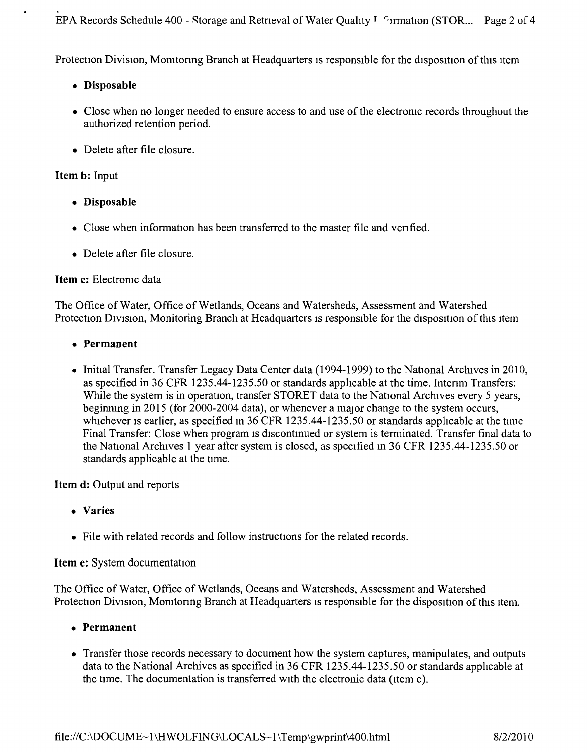Protection Division, Monitoring Branch at Headquarters is responsible for the disposition of this item

- **Disposable**
- Close when no longer needed to ensure access to and use of the electronic records throughout the authorized retention period.
- Delete after file closure.

**Item b:** Input

- **Disposable**
- Close when information has been transferred to the master file and verified.
- Delete after file closure.

**Item c:** Electronic data

The Office of Water, Office of Wetlands, Oceans and Watersheds, Assessment and Watershed Protection Division, Monitoring Branch at Headquarters is responsible for the disposition of this item

- **Permanent**
- Initial Transfer. Transfer Legacy Data Center data (1994-1999) to the National Archives in 2010, as specified in 36 CFR 1235.44-1235.50 or standards applicable at the time. Interim Transfers: While the system is in operation, transfer STORET data to the National Archives every 5 years, beginning in 2015 (for 2000-2004 data), or whenever a major change to the system occurs, whichever is earlier, as specified in 36 CFR 1235.44-1235.50 or standards applicable at the time Final Transfer: Close when program is discontinued or system is terminated. Transfer final data to the National Archives 1 year after system is closed, as specified in 36 CFR 1235.44-1235.50 or standards applicable at the time.

**Item d:** Output and reports

- **Varies**
- File with related records and follow instructions for the related records.

**Item e:** System documentation

The Office of Water, Office of Wetlands, Oceans and Watersheds, Assessment and Watershed Protection Division, Monitoring Branch at Headquarters is responsible for the disposition of this item.

- **Permanent**
- Transfer those records necessary to document how the system captures, manipulates, and outputs data to the National Archives as specified in 36 CFR 1235.44-1235.50 or standards applicable at the time. The documentation is transferred with the electronic data (item c).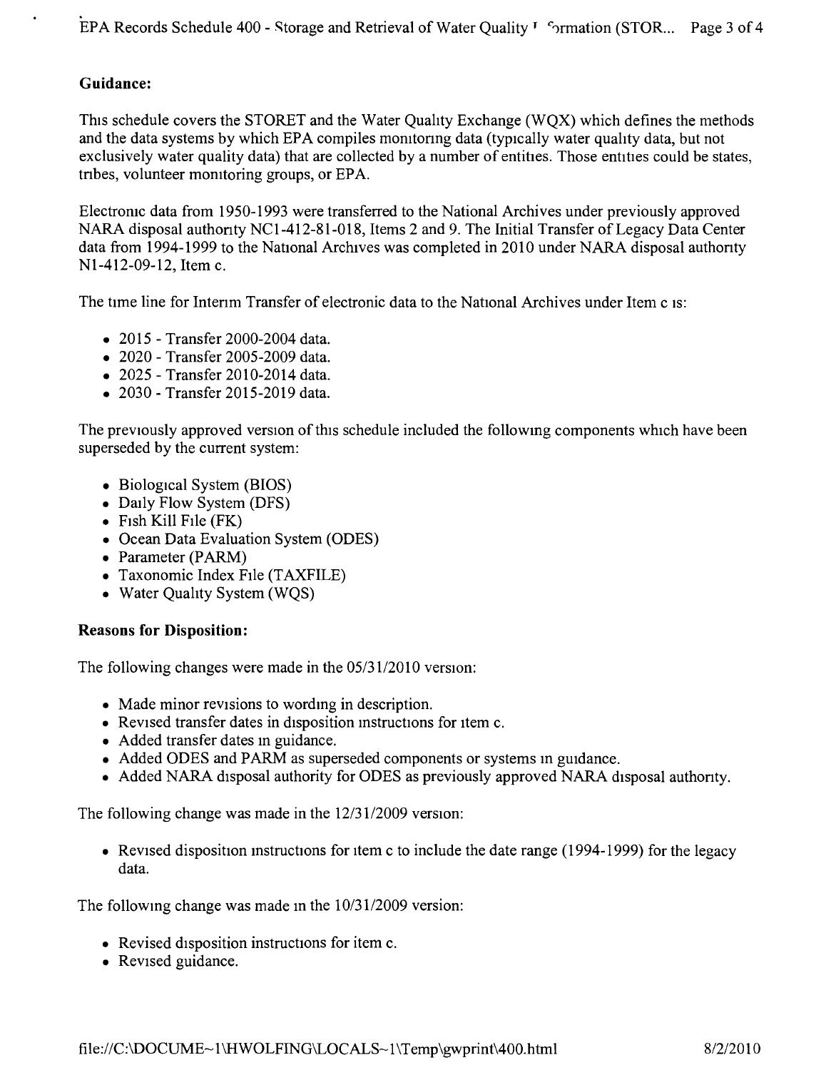**Guidance:**

This schedule covers the STORET and the Water Quality Exchange (WQX) which defines the methods and the data systems by which EPA compiles monitoring data (typically water quality data, but not exclusively water quality data) that are collected by a number of entities. Those entities could be states, tribes, volunteer monitoring groups, or EPA.

Electronic data from 1950-1993 were transferred to the National Archives under previously approved NARA disposal authority NC1-412-81-018, Items 2 and 9. The Initial Transfer of Legacy Data Center data from 1994-1999 to the National Archives was completed in 2010 under NARA disposal authority N1-412-09-12, Item c.

The time line for Interim Transfer of electronic data to the National Archives under Item c is:

- 2015 - Transfer 2000-2004 data.
- 2020 - Transfer 2005-2009 data.
- 2025 - Transfer 2010-2014 data.
- 2030 - Transfer 2015-2019 data.

The previously approved version of this schedule included the following components which have been superseded by the current system:

- Biological System (BIOS)
- Daily Flow System (DFS)
- Fish Kill File (FK)
- Ocean Data Evaluation System (ODES)
- Parameter (PARM)
- Taxonomic Index File (TAXFILE)
- Water Quality System (WQS)

**Reasons for Disposition:**

The following changes were made in the 05/31/2010 version:

- Made minor revisions to wording in description.
- Revised transfer dates in disposition instructions for item c.
- Added transfer dates in guidance.
- Added ODES and PARM as superseded components or systems in guidance.
- Added NARA disposal authority for ODES as previously approved NARA disposal authority.

The following change was made in the 12/31/2009 version:

- Revised disposition instructions for item c to include the date range (1994-1999) for the legacy data.

The following change was made in the 10/31/2009 version:

- Revised disposition instructions for item c.
- Revised guidance.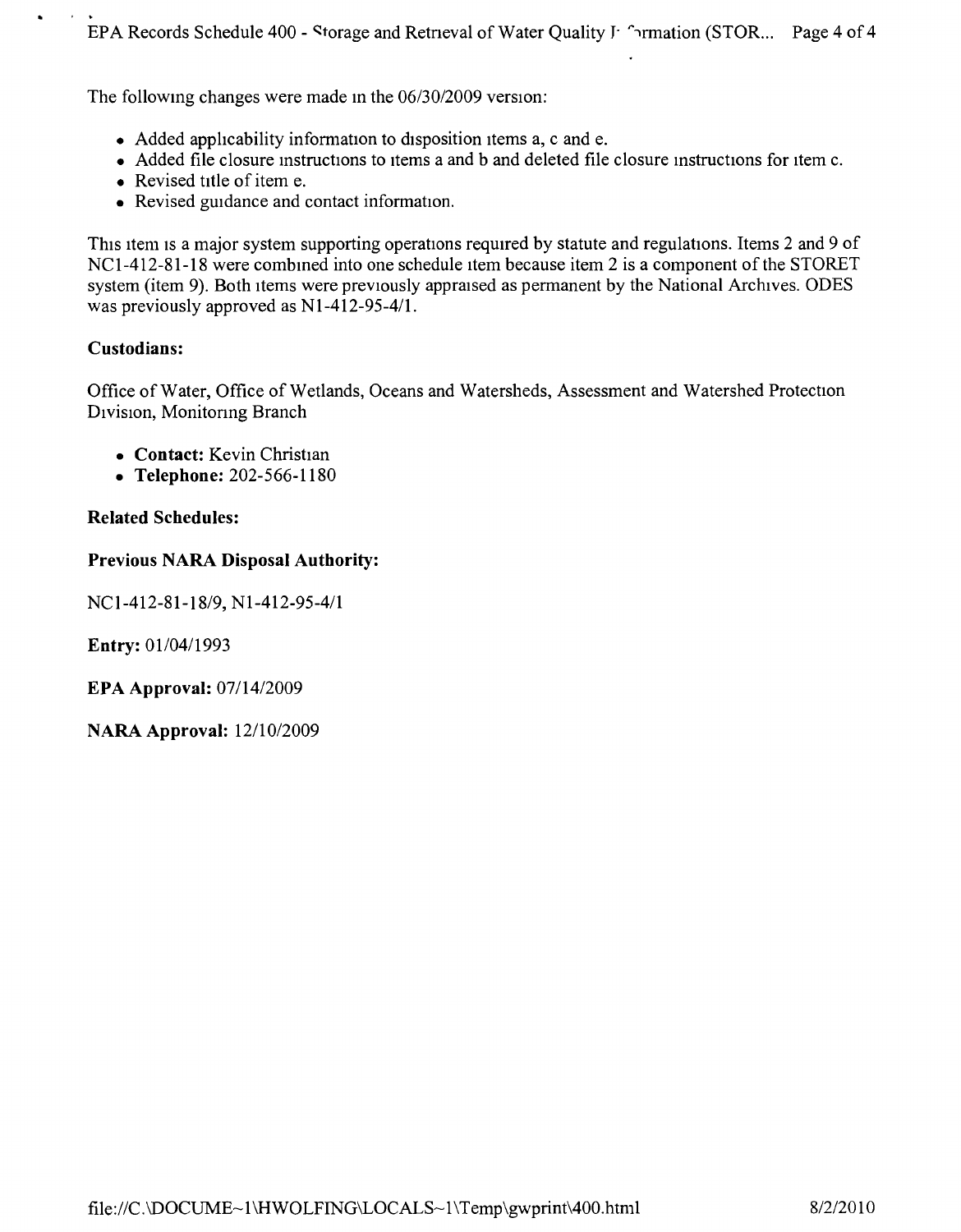The following changes were made in the 06/30/2009 version:

- Added applicability information to disposition items a, c and e.
- Added file closure instructions to items a and b and deleted file closure instructions for item c.
- Revised title of item e.
- Revised guidance and contact information.

This item is a major system supporting operations required by statute and regulations. Items 2 and 9 of NC1-412-81-18 were combined into one schedule item because item 2 is a component of the STORET system (item 9). Both items were previously appraised as permanent by the National Archives. ODES was previously approved as N1-412-95-4/1.

**Custodians:**

Office of Water, Office of Wetlands, Oceans and Watersheds, Assessment and Watershed Protection Division, Monitoring Branch

- **Contact:** Kevin Christian
- **Telephone:** 202-566-1180

**Related Schedules:**

**Previous NARA Disposal Authority:**

NC1-412-81-18/9, N1-412-95-4/1

**Entry:** 01/04/1993

**EPA Approval:** 07/14/2009

**NARA Approval:** 12/10/2009